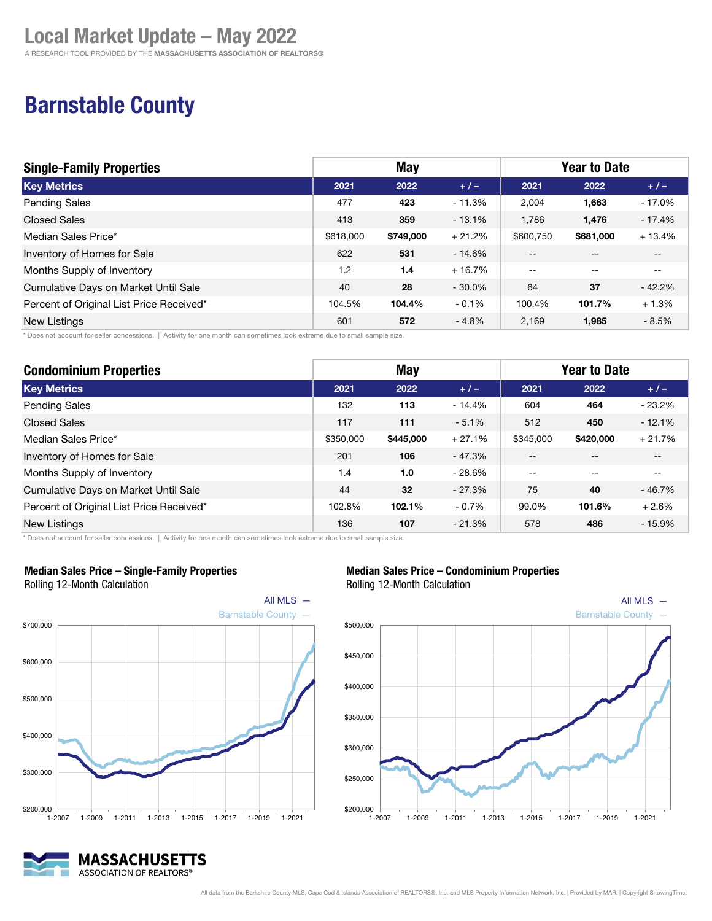# Local Market Update – May 2022

A RESEARCH TOOL PROVIDED BY THE **MASSACHUSETTS ASSOCIATION OF REALTORS®**

## Barnstable County

| Single-Family Properties | May | | | Year to Date | | |
|---|---|---|---|---|---|---|
| **Key Metrics** | **2021** | **2022** | **+ / –** | **2021** | **2022** | **+ / –** |
| Pending Sales | 477 | **423** | - 11.3% | 2,004 | **1,663** | - 17.0% |
| Closed Sales | 413 | **359** | - 13.1% | 1,786 | **1,476** | - 17.4% |
| Median Sales Price* | $618,000 | **$749,000** | + 21.2% | $600,750 | **$681,000** | + 13.4% |
| Inventory of Homes for Sale | 622 | **531** | - 14.6% | -- | -- | -- |
| Months Supply of Inventory | 1.2 | **1.4** | + 16.7% | -- | -- | -- |
| Cumulative Days on Market Until Sale | 40 | **28** | - 30.0% | 64 | **37** | - 42.2% |
| Percent of Original List Price Received* | 104.5% | **104.4%** | - 0.1% | 100.4% | **101.7%** | + 1.3% |
| New Listings | 601 | **572** | - 4.8% | 2,169 | **1,985** | - 8.5% |

* Does not account for seller concessions. | Activity for one month can sometimes look extreme due to small sample size.

| Condominium Properties | May | | | Year to Date | | |
|---|---|---|---|---|---|---|
| **Key Metrics** | **2021** | **2022** | **+ / –** | **2021** | **2022** | **+ / –** |
| Pending Sales | 132 | **113** | - 14.4% | 604 | **464** | - 23.2% |
| Closed Sales | 117 | **111** | - 5.1% | 512 | **450** | - 12.1% |
| Median Sales Price* | $350,000 | **$445,000** | + 27.1% | $345,000 | **$420,000** | + 21.7% |
| Inventory of Homes for Sale | 201 | **106** | - 47.3% | -- | -- | -- |
| Months Supply of Inventory | 1.4 | **1.0** | - 28.6% | -- | -- | -- |
| Cumulative Days on Market Until Sale | 44 | **32** | - 27.3% | 75 | **40** | - 46.7% |
| Percent of Original List Price Received* | 102.8% | **102.1%** | - 0.7% | 99.0% | **101.6%** | + 2.6% |
| New Listings | 136 | **107** | - 21.3% | 578 | **486** | - 15.9% |

* Does not account for seller concessions. | Activity for one month can sometimes look extreme due to small sample size.

**Median Sales Price – Single-Family Properties**
Rolling 12-Month Calculation

All MLS — Barnstable County —

**Median Sales Price – Condominium Properties**
Rolling 12-Month Calculation

All MLS — Barnstable County —

All data from the Berkshire County MLS, Cape Cod & Islands Association of REALTORS®, Inc. and MLS Property Information Network, Inc. | Provided by MAR. | Copyright ShowingTime.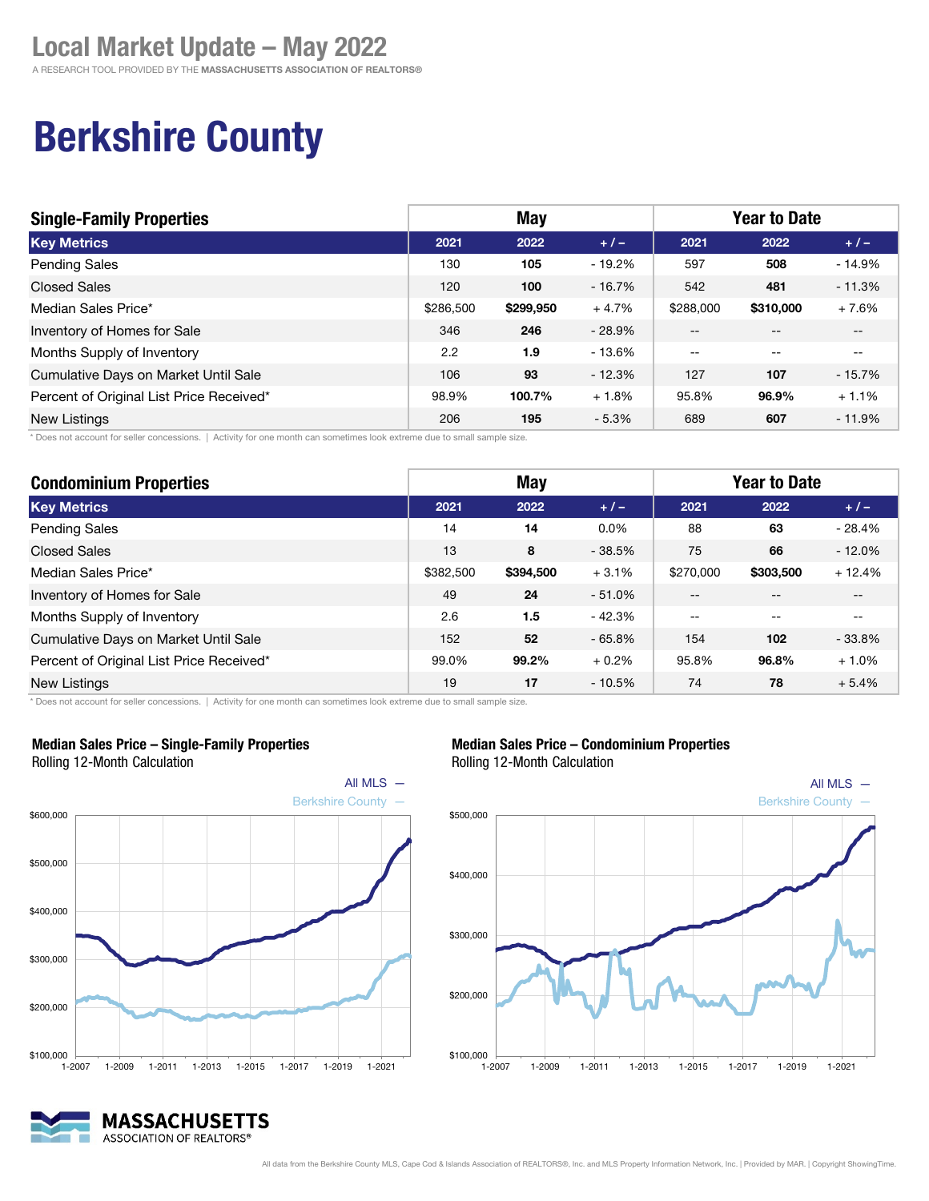# Local Market Update – May 2022

A RESEARCH TOOL PROVIDED BY THE **MASSACHUSETTS ASSOCIATION OF REALTORS®**

# Berkshire County

| Single-Family Properties | May | | | Year to Date | | |
|---|---|---|---|---|---|---|
| **Key Metrics** | **2021** | **2022** | **+ / –** | **2021** | **2022** | **+ / –** |
| Pending Sales | 130 | **105** | - 19.2% | 597 | **508** | - 14.9% |
| Closed Sales | 120 | **100** | - 16.7% | 542 | **481** | - 11.3% |
| Median Sales Price* | $286,500 | **$299,950** | + 4.7% | $288,000 | **$310,000** | + 7.6% |
| Inventory of Homes for Sale | 346 | **246** | - 28.9% | -- | -- | -- |
| Months Supply of Inventory | 2.2 | **1.9** | - 13.6% | -- | -- | -- |
| Cumulative Days on Market Until Sale | 106 | **93** | - 12.3% | 127 | **107** | - 15.7% |
| Percent of Original List Price Received* | 98.9% | **100.7%** | + 1.8% | 95.8% | **96.9%** | + 1.1% |
| New Listings | 206 | **195** | - 5.3% | 689 | **607** | - 11.9% |

* Does not account for seller concessions. | Activity for one month can sometimes look extreme due to small sample size.

| Condominium Properties | May | | | Year to Date | | |
|---|---|---|---|---|---|---|
| **Key Metrics** | **2021** | **2022** | **+ / –** | **2021** | **2022** | **+ / –** |
| Pending Sales | 14 | **14** | 0.0% | 88 | **63** | - 28.4% |
| Closed Sales | 13 | **8** | - 38.5% | 75 | **66** | - 12.0% |
| Median Sales Price* | $382,500 | **$394,500** | + 3.1% | $270,000 | **$303,500** | + 12.4% |
| Inventory of Homes for Sale | 49 | **24** | - 51.0% | -- | -- | -- |
| Months Supply of Inventory | 2.6 | **1.5** | - 42.3% | -- | -- | -- |
| Cumulative Days on Market Until Sale | 152 | **52** | - 65.8% | 154 | **102** | - 33.8% |
| Percent of Original List Price Received* | 99.0% | **99.2%** | + 0.2% | 95.8% | **96.8%** | + 1.0% |
| New Listings | 19 | **17** | - 10.5% | 74 | **78** | + 5.4% |

* Does not account for seller concessions. | Activity for one month can sometimes look extreme due to small sample size.

**Median Sales Price – Single-Family Properties**
Rolling 12-Month Calculation

All MLS — Berkshire County —

**Median Sales Price – Condominium Properties**
Rolling 12-Month Calculation

All MLS — Berkshire County —

All data from the Berkshire County MLS, Cape Cod & Islands Association of REALTORS®, Inc. and MLS Property Information Network, Inc. | Provided by MAR. | Copyright ShowingTime.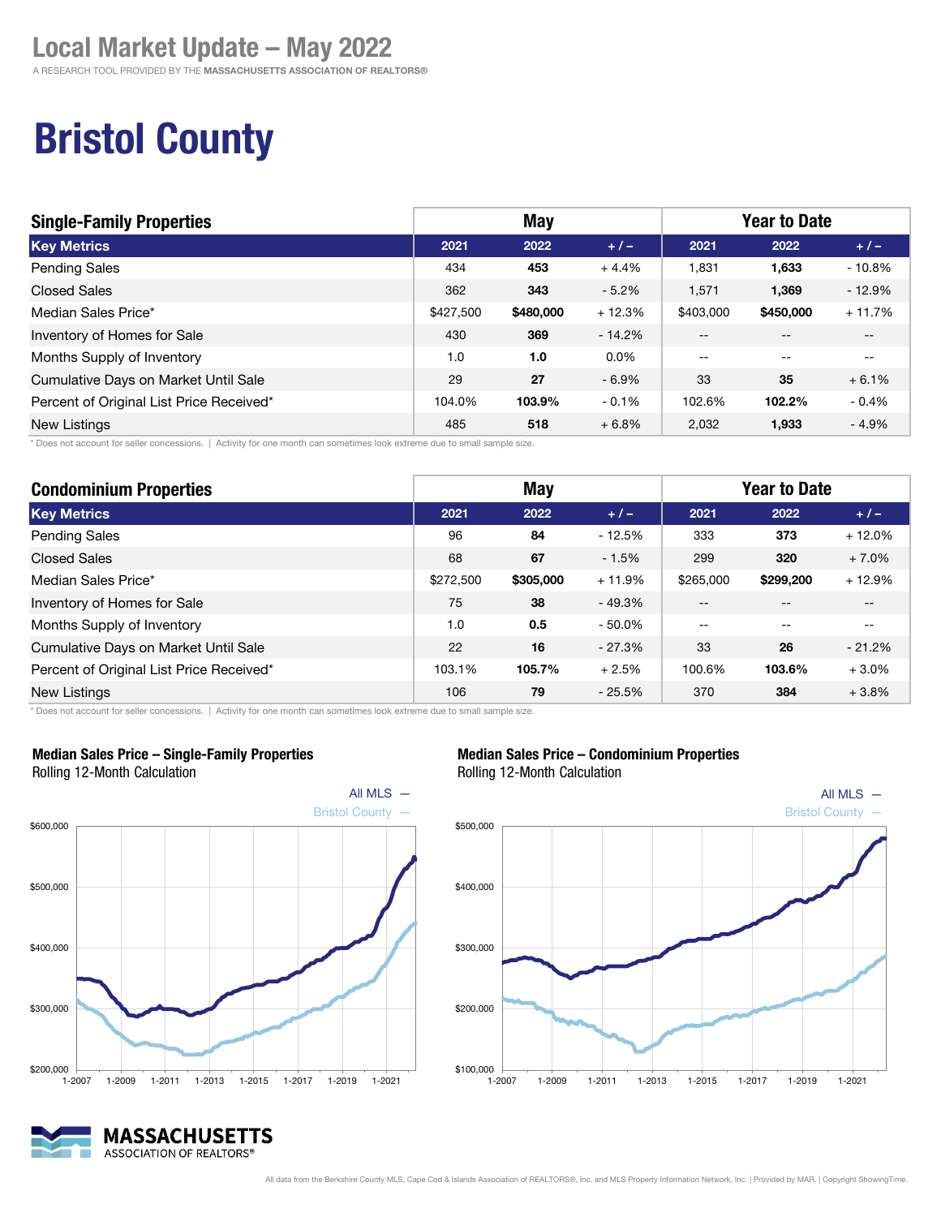# Local Market Update – May 2022

A RESEARCH TOOL PROVIDED BY THE **MASSACHUSETTS ASSOCIATION OF REALTORS®**

# Bristol County

| Single-Family Properties | May | | | Year to Date | | |
|---|---|---|---|---|---|---|
| **Key Metrics** | **2021** | **2022** | **+ / –** | **2021** | **2022** | **+ / –** |
| Pending Sales | 434 | **453** | + 4.4% | 1,831 | **1,633** | - 10.8% |
| Closed Sales | 362 | **343** | - 5.2% | 1,571 | **1,369** | - 12.9% |
| Median Sales Price* | $427,500 | **$480,000** | + 12.3% | $403,000 | **$450,000** | + 11.7% |
| Inventory of Homes for Sale | 430 | **369** | - 14.2% | -- | -- | -- |
| Months Supply of Inventory | 1.0 | **1.0** | 0.0% | -- | -- | -- |
| Cumulative Days on Market Until Sale | 29 | **27** | - 6.9% | 33 | **35** | + 6.1% |
| Percent of Original List Price Received* | 104.0% | **103.9%** | - 0.1% | 102.6% | **102.2%** | - 0.4% |
| New Listings | 485 | **518** | + 6.8% | 2,032 | **1,933** | - 4.9% |

\* Does not account for seller concessions. | Activity for one month can sometimes look extreme due to small sample size.

| Condominium Properties | May | | | Year to Date | | |
|---|---|---|---|---|---|---|
| **Key Metrics** | **2021** | **2022** | **+ / –** | **2021** | **2022** | **+ / –** |
| Pending Sales | 96 | **84** | - 12.5% | 333 | **373** | + 12.0% |
| Closed Sales | 68 | **67** | - 1.5% | 299 | **320** | + 7.0% |
| Median Sales Price* | $272,500 | **$305,000** | + 11.9% | $265,000 | **$299,200** | + 12.9% |
| Inventory of Homes for Sale | 75 | **38** | - 49.3% | -- | -- | -- |
| Months Supply of Inventory | 1.0 | **0.5** | - 50.0% | -- | -- | -- |
| Cumulative Days on Market Until Sale | 22 | **16** | - 27.3% | 33 | **26** | - 21.2% |
| Percent of Original List Price Received* | 103.1% | **105.7%** | + 2.5% | 100.6% | **103.6%** | + 3.0% |
| New Listings | 106 | **79** | - 25.5% | 370 | **384** | + 3.8% |

\* Does not account for seller concessions. | Activity for one month can sometimes look extreme due to small sample size.

**Median Sales Price – Single-Family Properties**
Rolling 12-Month Calculation

All MLS —
Bristol County —

$600,000 / $500,000 / $400,000 / $300,000 / $200,000

1-2007 1-2009 1-2011 1-2013 1-2015 1-2017 1-2019 1-2021

**Median Sales Price – Condominium Properties**
Rolling 12-Month Calculation

All MLS —
Bristol County —

$500,000 / $400,000 / $300,000 / $200,000 / $100,000

1-2007 1-2009 1-2011 1-2013 1-2015 1-2017 1-2019 1-2021

All data from the Berkshire County MLS, Cape Cod & Islands Association of REALTORS®, Inc. and MLS Property Information Network, Inc. | Provided by MAR. | Copyright ShowingTime.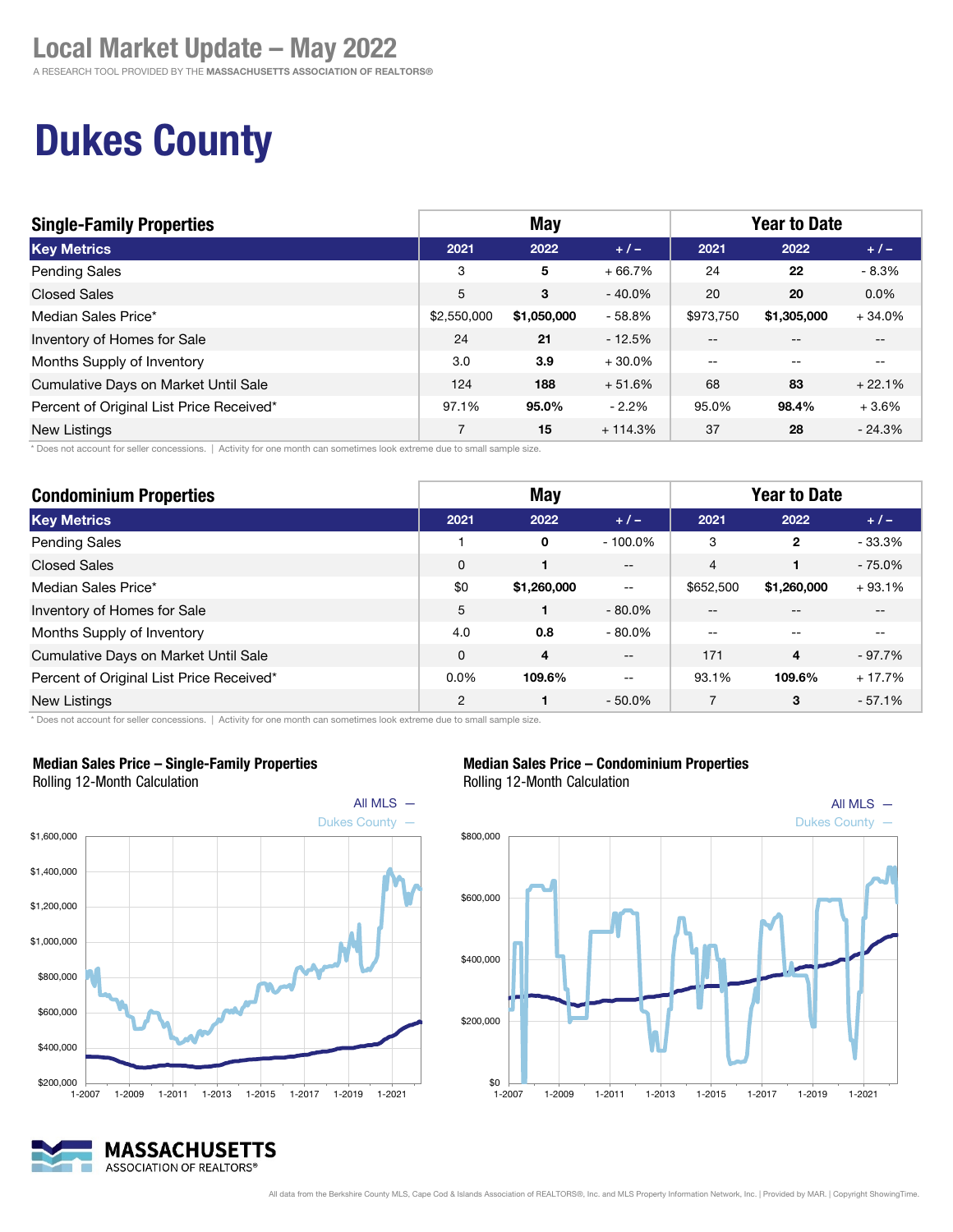# Local Market Update – May 2022

A RESEARCH TOOL PROVIDED BY THE **MASSACHUSETTS ASSOCIATION OF REALTORS®**

# Dukes County

| Single-Family Properties | May | | | Year to Date | | |
|---|---|---|---|---|---|---|
| **Key Metrics** | **2021** | **2022** | **+ / –** | **2021** | **2022** | **+ / –** |
| Pending Sales | 3 | **5** | + 66.7% | 24 | **22** | - 8.3% |
| Closed Sales | 5 | **3** | - 40.0% | 20 | **20** | 0.0% |
| Median Sales Price* | $2,550,000 | **$1,050,000** | - 58.8% | $973,750 | **$1,305,000** | + 34.0% |
| Inventory of Homes for Sale | 24 | **21** | - 12.5% | -- | -- | -- |
| Months Supply of Inventory | 3.0 | **3.9** | + 30.0% | -- | -- | -- |
| Cumulative Days on Market Until Sale | 124 | **188** | + 51.6% | 68 | **83** | + 22.1% |
| Percent of Original List Price Received* | 97.1% | **95.0%** | - 2.2% | 95.0% | **98.4%** | + 3.6% |
| New Listings | 7 | **15** | + 114.3% | 37 | **28** | - 24.3% |

\* Does not account for seller concessions. | Activity for one month can sometimes look extreme due to small sample size.

| Condominium Properties | May | | | Year to Date | | |
|---|---|---|---|---|---|---|
| **Key Metrics** | **2021** | **2022** | **+ / –** | **2021** | **2022** | **+ / –** |
| Pending Sales | 1 | **0** | - 100.0% | 3 | **2** | - 33.3% |
| Closed Sales | 0 | **1** | -- | 4 | **1** | - 75.0% |
| Median Sales Price* | $0 | **$1,260,000** | -- | $652,500 | **$1,260,000** | + 93.1% |
| Inventory of Homes for Sale | 5 | **1** | - 80.0% | -- | -- | -- |
| Months Supply of Inventory | 4.0 | **0.8** | - 80.0% | -- | -- | -- |
| Cumulative Days on Market Until Sale | 0 | **4** | -- | 171 | **4** | - 97.7% |
| Percent of Original List Price Received* | 0.0% | **109.6%** | -- | 93.1% | **109.6%** | + 17.7% |
| New Listings | 2 | **1** | - 50.0% | 7 | **3** | - 57.1% |

\* Does not account for seller concessions. | Activity for one month can sometimes look extreme due to small sample size.

**Median Sales Price – Single-Family Properties**
Rolling 12-Month Calculation

**Median Sales Price – Condominium Properties**
Rolling 12-Month Calculation

All data from the Berkshire County MLS, Cape Cod & Islands Association of REALTORS®, Inc. and MLS Property Information Network, Inc. | Provided by MAR. | Copyright ShowingTime.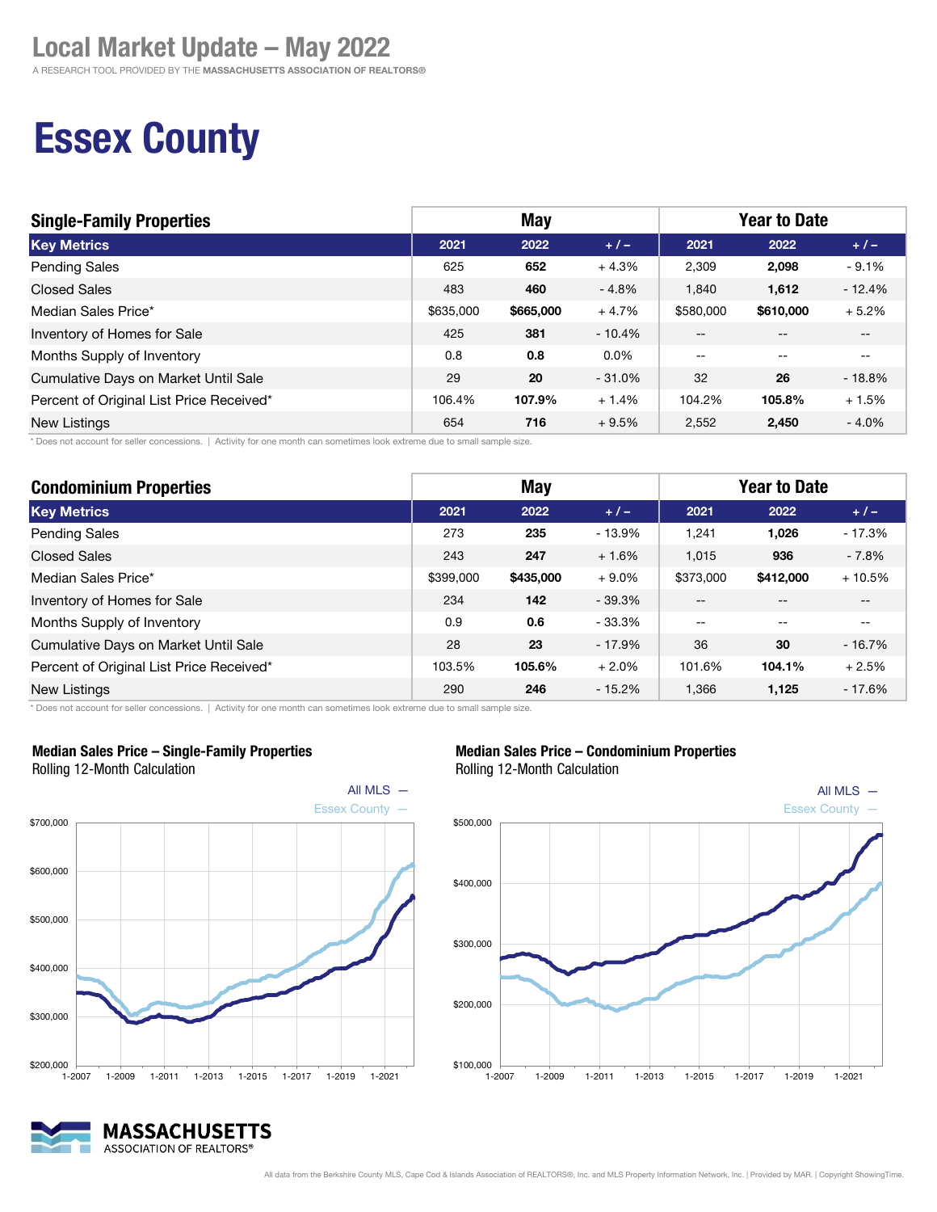# Local Market Update – May 2022

A RESEARCH TOOL PROVIDED BY THE **MASSACHUSETTS ASSOCIATION OF REALTORS®**

# Essex County

| Single-Family Properties | May | | | Year to Date | | |
|---|---|---|---|---|---|---|
| **Key Metrics** | **2021** | **2022** | **+ / –** | **2021** | **2022** | **+ / –** |
| Pending Sales | 625 | **652** | + 4.3% | 2,309 | **2,098** | - 9.1% |
| Closed Sales | 483 | **460** | - 4.8% | 1,840 | **1,612** | - 12.4% |
| Median Sales Price* | $635,000 | **$665,000** | + 4.7% | $580,000 | **$610,000** | + 5.2% |
| Inventory of Homes for Sale | 425 | **381** | - 10.4% | -- | -- | -- |
| Months Supply of Inventory | 0.8 | **0.8** | 0.0% | -- | -- | -- |
| Cumulative Days on Market Until Sale | 29 | **20** | - 31.0% | 32 | **26** | - 18.8% |
| Percent of Original List Price Received* | 106.4% | **107.9%** | + 1.4% | 104.2% | **105.8%** | + 1.5% |
| New Listings | 654 | **716** | + 9.5% | 2,552 | **2,450** | - 4.0% |

* Does not account for seller concessions. | Activity for one month can sometimes look extreme due to small sample size.

| Condominium Properties | May | | | Year to Date | | |
|---|---|---|---|---|---|---|
| **Key Metrics** | **2021** | **2022** | **+ / –** | **2021** | **2022** | **+ / –** |
| Pending Sales | 273 | **235** | - 13.9% | 1,241 | **1,026** | - 17.3% |
| Closed Sales | 243 | **247** | + 1.6% | 1,015 | **936** | - 7.8% |
| Median Sales Price* | $399,000 | **$435,000** | + 9.0% | $373,000 | **$412,000** | + 10.5% |
| Inventory of Homes for Sale | 234 | **142** | - 39.3% | -- | -- | -- |
| Months Supply of Inventory | 0.9 | **0.6** | - 33.3% | -- | -- | -- |
| Cumulative Days on Market Until Sale | 28 | **23** | - 17.9% | 36 | **30** | - 16.7% |
| Percent of Original List Price Received* | 103.5% | **105.6%** | + 2.0% | 101.6% | **104.1%** | + 2.5% |
| New Listings | 290 | **246** | - 15.2% | 1,366 | **1,125** | - 17.6% |

* Does not account for seller concessions. | Activity for one month can sometimes look extreme due to small sample size.

**Median Sales Price – Single-Family Properties**
Rolling 12-Month Calculation

All MLS —
Essex County —

**Median Sales Price – Condominium Properties**
Rolling 12-Month Calculation

All MLS —
Essex County —

All data from the Berkshire County MLS, Cape Cod & Islands Association of REALTORS®, Inc. and MLS Property Information Network, Inc. | Provided by MAR. | Copyright ShowingTime.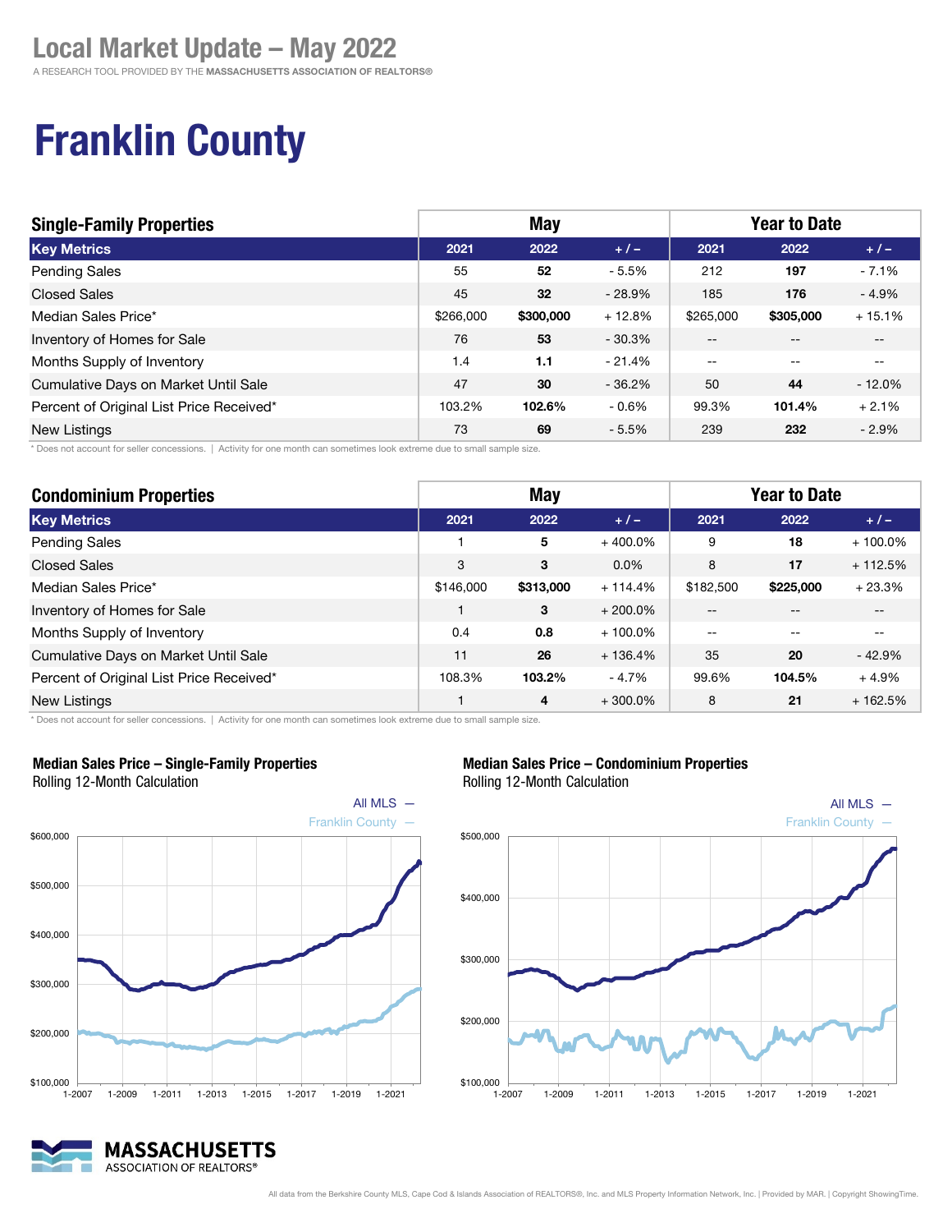# Local Market Update – May 2022

A RESEARCH TOOL PROVIDED BY THE **MASSACHUSETTS ASSOCIATION OF REALTORS®**

# Franklin County

| Single-Family Properties | May | | | Year to Date | | |
|---|---|---|---|---|---|---|
| **Key Metrics** | **2021** | **2022** | **+ / –** | **2021** | **2022** | **+ / –** |
| Pending Sales | 55 | **52** | - 5.5% | 212 | **197** | - 7.1% |
| Closed Sales | 45 | **32** | - 28.9% | 185 | **176** | - 4.9% |
| Median Sales Price* | $266,000 | **$300,000** | + 12.8% | $265,000 | **$305,000** | + 15.1% |
| Inventory of Homes for Sale | 76 | **53** | - 30.3% | -- | -- | -- |
| Months Supply of Inventory | 1.4 | **1.1** | - 21.4% | -- | -- | -- |
| Cumulative Days on Market Until Sale | 47 | **30** | - 36.2% | 50 | **44** | - 12.0% |
| Percent of Original List Price Received* | 103.2% | **102.6%** | - 0.6% | 99.3% | **101.4%** | + 2.1% |
| New Listings | 73 | **69** | - 5.5% | 239 | **232** | - 2.9% |

* Does not account for seller concessions. | Activity for one month can sometimes look extreme due to small sample size.

| Condominium Properties | May | | | Year to Date | | |
|---|---|---|---|---|---|---|
| **Key Metrics** | **2021** | **2022** | **+ / –** | **2021** | **2022** | **+ / –** |
| Pending Sales | 1 | **5** | + 400.0% | 9 | **18** | + 100.0% |
| Closed Sales | 3 | **3** | 0.0% | 8 | **17** | + 112.5% |
| Median Sales Price* | $146,000 | **$313,000** | + 114.4% | $182,500 | **$225,000** | + 23.3% |
| Inventory of Homes for Sale | 1 | **3** | + 200.0% | -- | -- | -- |
| Months Supply of Inventory | 0.4 | **0.8** | + 100.0% | -- | -- | -- |
| Cumulative Days on Market Until Sale | 11 | **26** | + 136.4% | 35 | **20** | - 42.9% |
| Percent of Original List Price Received* | 108.3% | **103.2%** | - 4.7% | 99.6% | **104.5%** | + 4.9% |
| New Listings | 1 | **4** | + 300.0% | 8 | **21** | + 162.5% |

* Does not account for seller concessions. | Activity for one month can sometimes look extreme due to small sample size.

**Median Sales Price – Single-Family Properties**
Rolling 12-Month Calculation

**Median Sales Price – Condominium Properties**
Rolling 12-Month Calculation

All data from the Berkshire County MLS, Cape Cod & Islands Association of REALTORS®, Inc. and MLS Property Information Network, Inc. | Provided by MAR. | Copyright ShowingTime.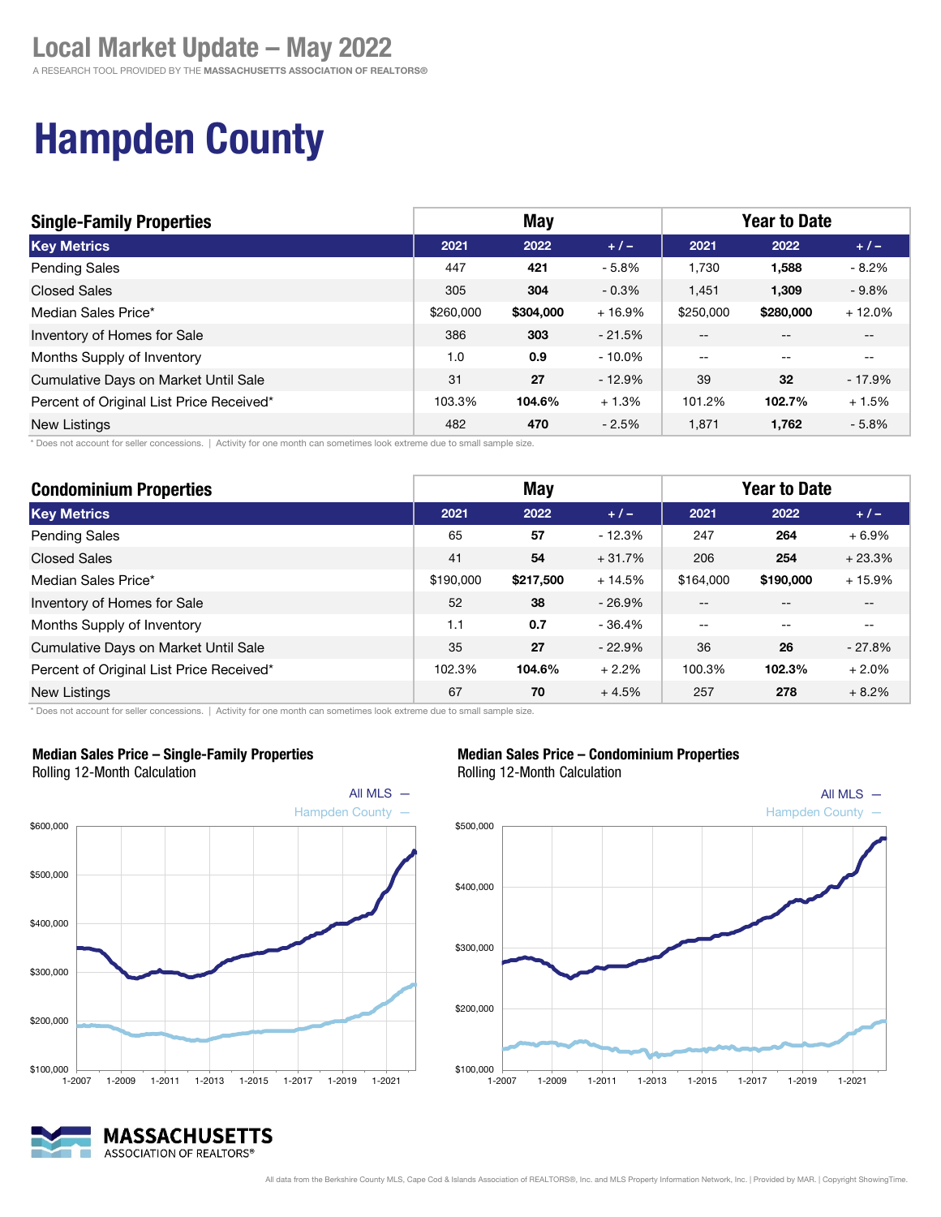# Local Market Update – May 2022

A RESEARCH TOOL PROVIDED BY THE **MASSACHUSETTS ASSOCIATION OF REALTORS®**

# Hampden County

| Single-Family Properties | May | | | Year to Date | | |
|---|---|---|---|---|---|---|
| **Key Metrics** | **2021** | **2022** | **+ / –** | **2021** | **2022** | **+ / –** |
| Pending Sales | 447 | **421** | - 5.8% | 1,730 | **1,588** | - 8.2% |
| Closed Sales | 305 | **304** | - 0.3% | 1,451 | **1,309** | - 9.8% |
| Median Sales Price* | $260,000 | **$304,000** | + 16.9% | $250,000 | **$280,000** | + 12.0% |
| Inventory of Homes for Sale | 386 | **303** | - 21.5% | -- | -- | -- |
| Months Supply of Inventory | 1.0 | **0.9** | - 10.0% | -- | -- | -- |
| Cumulative Days on Market Until Sale | 31 | **27** | - 12.9% | 39 | **32** | - 17.9% |
| Percent of Original List Price Received* | 103.3% | **104.6%** | + 1.3% | 101.2% | **102.7%** | + 1.5% |
| New Listings | 482 | **470** | - 2.5% | 1,871 | **1,762** | - 5.8% |

\* Does not account for seller concessions. | Activity for one month can sometimes look extreme due to small sample size.

| Condominium Properties | May | | | Year to Date | | |
|---|---|---|---|---|---|---|
| **Key Metrics** | **2021** | **2022** | **+ / –** | **2021** | **2022** | **+ / –** |
| Pending Sales | 65 | **57** | - 12.3% | 247 | **264** | + 6.9% |
| Closed Sales | 41 | **54** | + 31.7% | 206 | **254** | + 23.3% |
| Median Sales Price* | $190,000 | **$217,500** | + 14.5% | $164,000 | **$190,000** | + 15.9% |
| Inventory of Homes for Sale | 52 | **38** | - 26.9% | -- | -- | -- |
| Months Supply of Inventory | 1.1 | **0.7** | - 36.4% | -- | -- | -- |
| Cumulative Days on Market Until Sale | 35 | **27** | - 22.9% | 36 | **26** | - 27.8% |
| Percent of Original List Price Received* | 102.3% | **104.6%** | + 2.2% | 100.3% | **102.3%** | + 2.0% |
| New Listings | 67 | **70** | + 4.5% | 257 | **278** | + 8.2% |

\* Does not account for seller concessions. | Activity for one month can sometimes look extreme due to small sample size.

**Median Sales Price – Single-Family Properties**
Rolling 12-Month Calculation

All MLS — Hampden County —

**Median Sales Price – Condominium Properties**
Rolling 12-Month Calculation

All MLS — Hampden County —

All data from the Berkshire County MLS, Cape Cod & Islands Association of REALTORS®, Inc. and MLS Property Information Network, Inc. | Provided by MAR. | Copyright ShowingTime.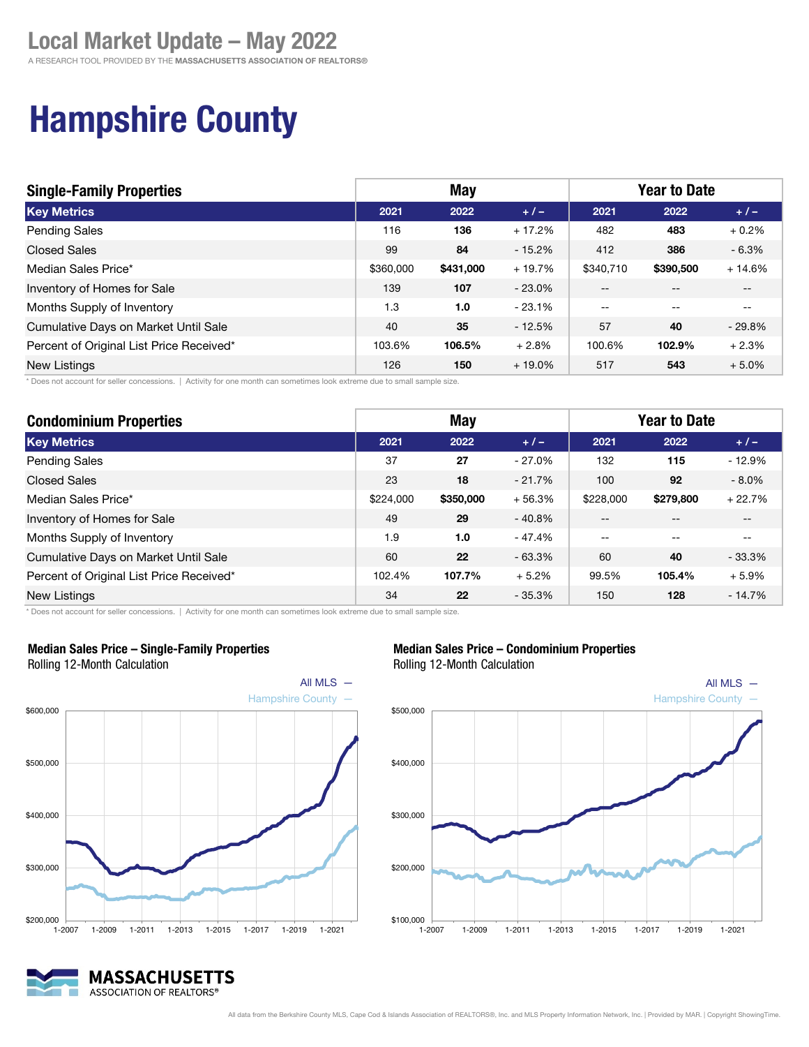# Local Market Update – May 2022

A RESEARCH TOOL PROVIDED BY THE **MASSACHUSETTS ASSOCIATION OF REALTORS®**

# Hampshire County

| Single-Family Properties | May | | | Year to Date | | |
|---|---|---|---|---|---|---|
| **Key Metrics** | **2021** | **2022** | **+ / –** | **2021** | **2022** | **+ / –** |
| Pending Sales | 116 | **136** | + 17.2% | 482 | **483** | + 0.2% |
| Closed Sales | 99 | **84** | - 15.2% | 412 | **386** | - 6.3% |
| Median Sales Price* | $360,000 | **$431,000** | + 19.7% | $340,710 | **$390,500** | + 14.6% |
| Inventory of Homes for Sale | 139 | **107** | - 23.0% | -- | -- | -- |
| Months Supply of Inventory | 1.3 | **1.0** | - 23.1% | -- | -- | -- |
| Cumulative Days on Market Until Sale | 40 | **35** | - 12.5% | 57 | **40** | - 29.8% |
| Percent of Original List Price Received* | 103.6% | **106.5%** | + 2.8% | 100.6% | **102.9%** | + 2.3% |
| New Listings | 126 | **150** | + 19.0% | 517 | **543** | + 5.0% |

* Does not account for seller concessions. | Activity for one month can sometimes look extreme due to small sample size.

| Condominium Properties | May | | | Year to Date | | |
|---|---|---|---|---|---|---|
| **Key Metrics** | **2021** | **2022** | **+ / –** | **2021** | **2022** | **+ / –** |
| Pending Sales | 37 | **27** | - 27.0% | 132 | **115** | - 12.9% |
| Closed Sales | 23 | **18** | - 21.7% | 100 | **92** | - 8.0% |
| Median Sales Price* | $224,000 | **$350,000** | + 56.3% | $228,000 | **$279,800** | + 22.7% |
| Inventory of Homes for Sale | 49 | **29** | - 40.8% | -- | -- | -- |
| Months Supply of Inventory | 1.9 | **1.0** | - 47.4% | -- | -- | -- |
| Cumulative Days on Market Until Sale | 60 | **22** | - 63.3% | 60 | **40** | - 33.3% |
| Percent of Original List Price Received* | 102.4% | **107.7%** | + 5.2% | 99.5% | **105.4%** | + 5.9% |
| New Listings | 34 | **22** | - 35.3% | 150 | **128** | - 14.7% |

* Does not account for seller concessions. | Activity for one month can sometimes look extreme due to small sample size.

**Median Sales Price – Single-Family Properties**
Rolling 12-Month Calculation

All MLS —
Hampshire County —

$600,000
$500,000
$400,000
$300,000
$200,000

1-2007 1-2009 1-2011 1-2013 1-2015 1-2017 1-2019 1-2021

**Median Sales Price – Condominium Properties**
Rolling 12-Month Calculation

All MLS —
Hampshire County —

$500,000
$400,000
$300,000
$200,000
$100,000

1-2007 1-2009 1-2011 1-2013 1-2015 1-2017 1-2019 1-2021

MASSACHUSETTS ASSOCIATION OF REALTORS®

All data from the Berkshire County MLS, Cape Cod & Islands Association of REALTORS®, Inc. and MLS Property Information Network, Inc. | Provided by MAR. | Copyright ShowingTime.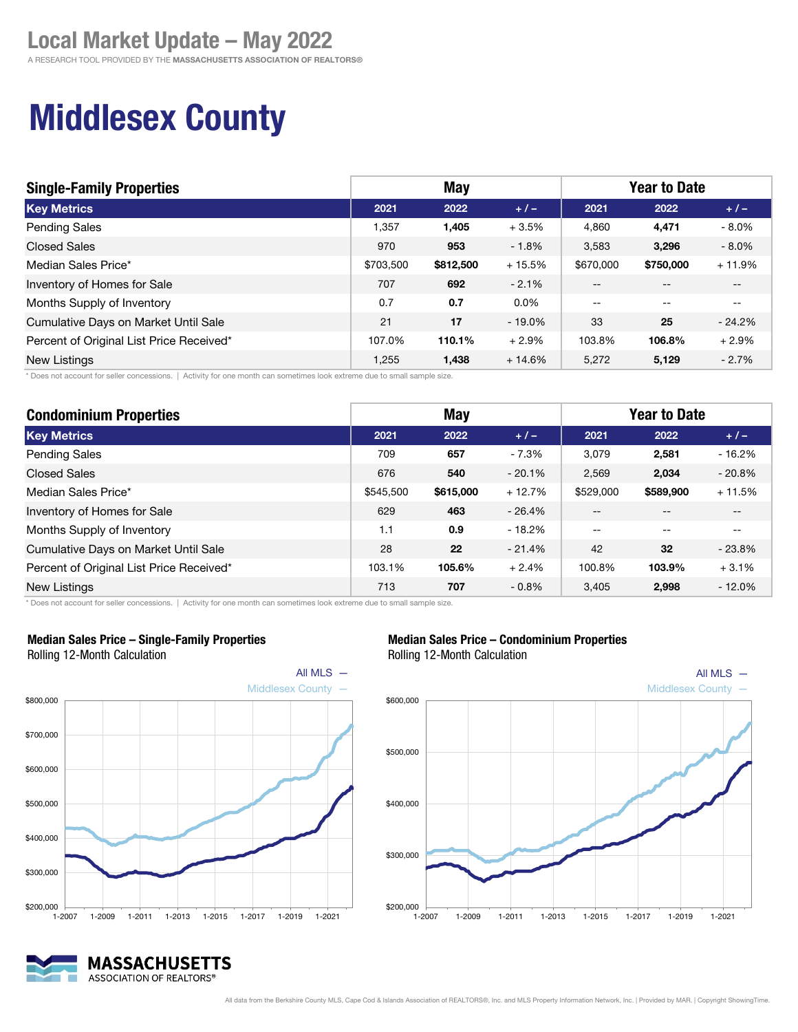# Local Market Update – May 2022

A RESEARCH TOOL PROVIDED BY THE **MASSACHUSETTS ASSOCIATION OF REALTORS®**

# Middlesex County

| Single-Family Properties | May | | | Year to Date | | |
|---|---|---|---|---|---|---|
| **Key Metrics** | **2021** | **2022** | **+ / –** | **2021** | **2022** | **+ / –** |
| Pending Sales | 1,357 | **1,405** | + 3.5% | 4,860 | **4,471** | - 8.0% |
| Closed Sales | 970 | **953** | - 1.8% | 3,583 | **3,296** | - 8.0% |
| Median Sales Price* | $703,500 | **$812,500** | + 15.5% | $670,000 | **$750,000** | + 11.9% |
| Inventory of Homes for Sale | 707 | **692** | - 2.1% | -- | -- | -- |
| Months Supply of Inventory | 0.7 | **0.7** | 0.0% | -- | -- | -- |
| Cumulative Days on Market Until Sale | 21 | **17** | - 19.0% | 33 | **25** | - 24.2% |
| Percent of Original List Price Received* | 107.0% | **110.1%** | + 2.9% | 103.8% | **106.8%** | + 2.9% |
| New Listings | 1,255 | **1,438** | + 14.6% | 5,272 | **5,129** | - 2.7% |

* Does not account for seller concessions. | Activity for one month can sometimes look extreme due to small sample size.

| Condominium Properties | May | | | Year to Date | | |
|---|---|---|---|---|---|---|
| **Key Metrics** | **2021** | **2022** | **+ / –** | **2021** | **2022** | **+ / –** |
| Pending Sales | 709 | **657** | - 7.3% | 3,079 | **2,581** | - 16.2% |
| Closed Sales | 676 | **540** | - 20.1% | 2,569 | **2,034** | - 20.8% |
| Median Sales Price* | $545,500 | **$615,000** | + 12.7% | $529,000 | **$589,900** | + 11.5% |
| Inventory of Homes for Sale | 629 | **463** | - 26.4% | -- | -- | -- |
| Months Supply of Inventory | 1.1 | **0.9** | - 18.2% | -- | -- | -- |
| Cumulative Days on Market Until Sale | 28 | **22** | - 21.4% | 42 | **32** | - 23.8% |
| Percent of Original List Price Received* | 103.1% | **105.6%** | + 2.4% | 100.8% | **103.9%** | + 3.1% |
| New Listings | 713 | **707** | - 0.8% | 3,405 | **2,998** | - 12.0% |

* Does not account for seller concessions. | Activity for one month can sometimes look extreme due to small sample size.

**Median Sales Price – Single-Family Properties**
Rolling 12-Month Calculation

All MLS — Middlesex County —

**Median Sales Price – Condominium Properties**
Rolling 12-Month Calculation

All MLS — Middlesex County —

All data from the Berkshire County MLS, Cape Cod & Islands Association of REALTORS®, Inc. and MLS Property Information Network, Inc. | Provided by MAR. | Copyright ShowingTime.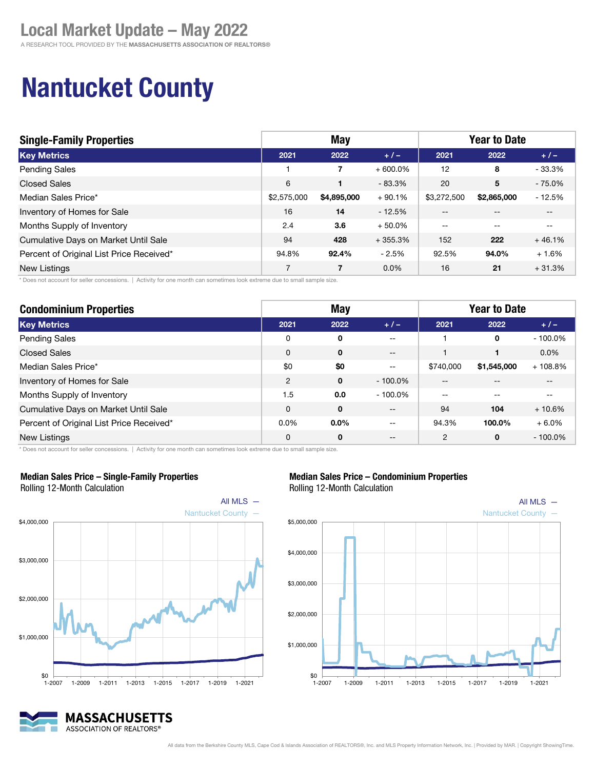# Local Market Update – May 2022

A RESEARCH TOOL PROVIDED BY THE **MASSACHUSETTS ASSOCIATION OF REALTORS®**

# Nantucket County

| Single-Family Properties | May | | | Year to Date | | |
|---|---|---|---|---|---|---|
| **Key Metrics** | **2021** | **2022** | **+ / –** | **2021** | **2022** | **+ / –** |
| Pending Sales | 1 | **7** | + 600.0% | 12 | **8** | - 33.3% |
| Closed Sales | 6 | **1** | - 83.3% | 20 | **5** | - 75.0% |
| Median Sales Price* | $2,575,000 | **$4,895,000** | + 90.1% | $3,272,500 | **$2,865,000** | - 12.5% |
| Inventory of Homes for Sale | 16 | **14** | - 12.5% | -- | -- | -- |
| Months Supply of Inventory | 2.4 | **3.6** | + 50.0% | -- | -- | -- |
| Cumulative Days on Market Until Sale | 94 | **428** | + 355.3% | 152 | **222** | + 46.1% |
| Percent of Original List Price Received* | 94.8% | **92.4%** | - 2.5% | 92.5% | **94.0%** | + 1.6% |
| New Listings | 7 | **7** | 0.0% | 16 | **21** | + 31.3% |

\* Does not account for seller concessions. | Activity for one month can sometimes look extreme due to small sample size.

| Condominium Properties | May | | | Year to Date | | |
|---|---|---|---|---|---|---|
| **Key Metrics** | **2021** | **2022** | **+ / –** | **2021** | **2022** | **+ / –** |
| Pending Sales | 0 | **0** | -- | 1 | **0** | - 100.0% |
| Closed Sales | 0 | **0** | -- | 1 | **1** | 0.0% |
| Median Sales Price* | $0 | **$0** | -- | $740,000 | **$1,545,000** | + 108.8% |
| Inventory of Homes for Sale | 2 | **0** | - 100.0% | -- | -- | -- |
| Months Supply of Inventory | 1.5 | **0.0** | - 100.0% | -- | -- | -- |
| Cumulative Days on Market Until Sale | 0 | **0** | -- | 94 | **104** | + 10.6% |
| Percent of Original List Price Received* | 0.0% | **0.0%** | -- | 94.3% | **100.0%** | + 6.0% |
| New Listings | 0 | **0** | -- | 2 | **0** | - 100.0% |

\* Does not account for seller concessions. | Activity for one month can sometimes look extreme due to small sample size.

**Median Sales Price – Single-Family Properties**
Rolling 12-Month Calculation

All MLS —
Nantucket County —

**Median Sales Price – Condominium Properties**
Rolling 12-Month Calculation

All MLS —
Nantucket County —

All data from the Berkshire County MLS, Cape Cod & Islands Association of REALTORS®, Inc. and MLS Property Information Network, Inc. | Provided by MAR. | Copyright ShowingTime.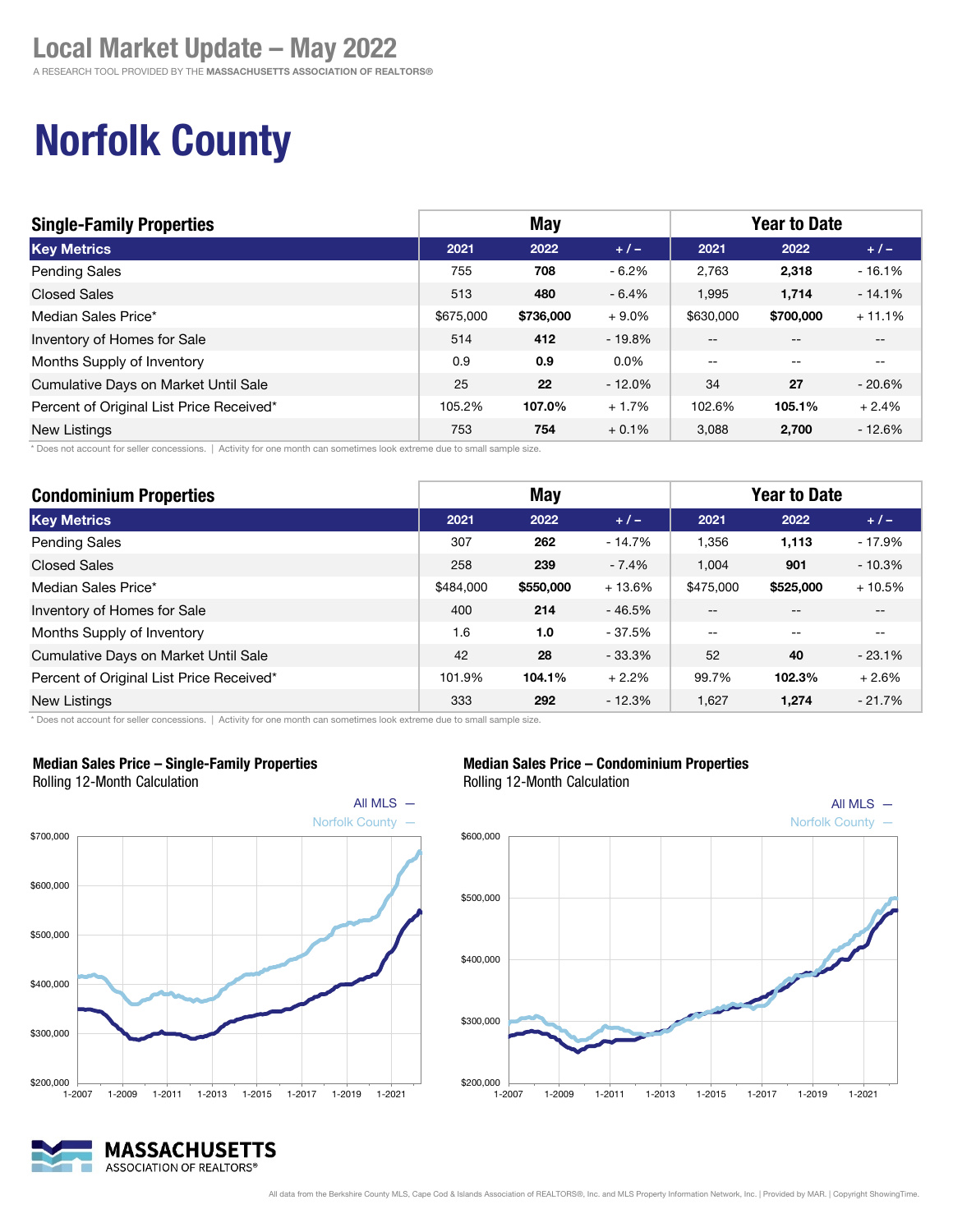# Local Market Update – May 2022

A RESEARCH TOOL PROVIDED BY THE **MASSACHUSETTS ASSOCIATION OF REALTORS®**

# Norfolk County

| Single-Family Properties | May | | | Year to Date | | |
|---|---|---|---|---|---|---|
| **Key Metrics** | **2021** | **2022** | **+ / –** | **2021** | **2022** | **+ / –** |
| Pending Sales | 755 | **708** | - 6.2% | 2,763 | **2,318** | - 16.1% |
| Closed Sales | 513 | **480** | - 6.4% | 1,995 | **1,714** | - 14.1% |
| Median Sales Price* | $675,000 | **$736,000** | + 9.0% | $630,000 | **$700,000** | + 11.1% |
| Inventory of Homes for Sale | 514 | **412** | - 19.8% | -- | -- | -- |
| Months Supply of Inventory | 0.9 | **0.9** | 0.0% | -- | -- | -- |
| Cumulative Days on Market Until Sale | 25 | **22** | - 12.0% | 34 | **27** | - 20.6% |
| Percent of Original List Price Received* | 105.2% | **107.0%** | + 1.7% | 102.6% | **105.1%** | + 2.4% |
| New Listings | 753 | **754** | + 0.1% | 3,088 | **2,700** | - 12.6% |

* Does not account for seller concessions. | Activity for one month can sometimes look extreme due to small sample size.

| Condominium Properties | May | | | Year to Date | | |
|---|---|---|---|---|---|---|
| **Key Metrics** | **2021** | **2022** | **+ / –** | **2021** | **2022** | **+ / –** |
| Pending Sales | 307 | **262** | - 14.7% | 1,356 | **1,113** | - 17.9% |
| Closed Sales | 258 | **239** | - 7.4% | 1,004 | **901** | - 10.3% |
| Median Sales Price* | $484,000 | **$550,000** | + 13.6% | $475,000 | **$525,000** | + 10.5% |
| Inventory of Homes for Sale | 400 | **214** | - 46.5% | -- | -- | -- |
| Months Supply of Inventory | 1.6 | **1.0** | - 37.5% | -- | -- | -- |
| Cumulative Days on Market Until Sale | 42 | **28** | - 33.3% | 52 | **40** | - 23.1% |
| Percent of Original List Price Received* | 101.9% | **104.1%** | + 2.2% | 99.7% | **102.3%** | + 2.6% |
| New Listings | 333 | **292** | - 12.3% | 1,627 | **1,274** | - 21.7% |

* Does not account for seller concessions. | Activity for one month can sometimes look extreme due to small sample size.

**Median Sales Price – Single-Family Properties**
Rolling 12-Month Calculation

All MLS —
Norfolk County —

**Median Sales Price – Condominium Properties**
Rolling 12-Month Calculation

All MLS —
Norfolk County —

All data from the Berkshire County MLS, Cape Cod & Islands Association of REALTORS®, Inc. and MLS Property Information Network, Inc. | Provided by MAR. | Copyright ShowingTime.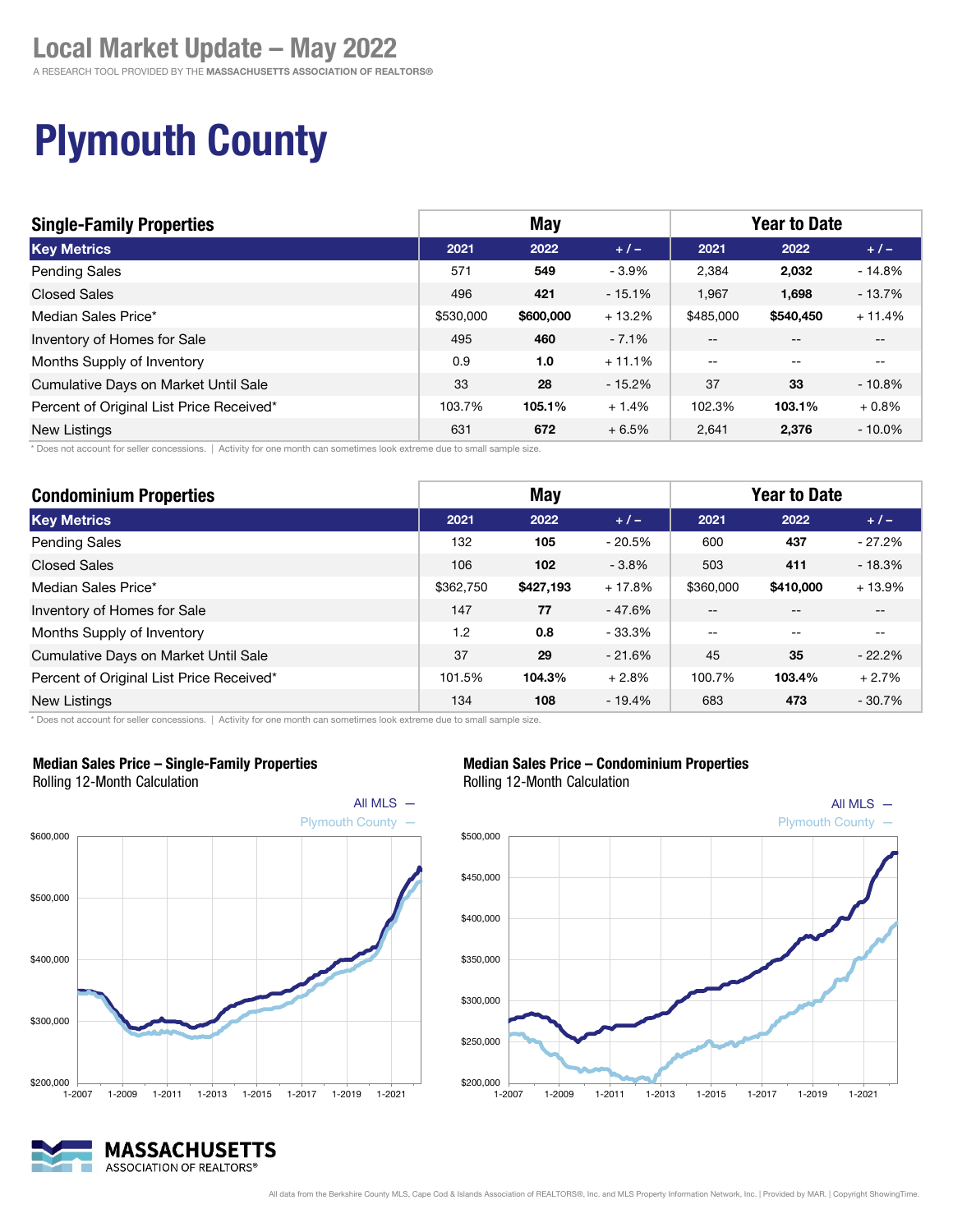# Local Market Update – May 2022

A RESEARCH TOOL PROVIDED BY THE **MASSACHUSETTS ASSOCIATION OF REALTORS®**

# Plymouth County

| Single-Family Properties | May | | | Year to Date | | |
|---|---|---|---|---|---|---|
| **Key Metrics** | **2021** | **2022** | **+ / –** | **2021** | **2022** | **+ / –** |
| Pending Sales | 571 | **549** | - 3.9% | 2,384 | **2,032** | - 14.8% |
| Closed Sales | 496 | **421** | - 15.1% | 1,967 | **1,698** | - 13.7% |
| Median Sales Price* | $530,000 | **$600,000** | + 13.2% | $485,000 | **$540,450** | + 11.4% |
| Inventory of Homes for Sale | 495 | **460** | - 7.1% | -- | -- | -- |
| Months Supply of Inventory | 0.9 | **1.0** | + 11.1% | -- | -- | -- |
| Cumulative Days on Market Until Sale | 33 | **28** | - 15.2% | 37 | **33** | - 10.8% |
| Percent of Original List Price Received* | 103.7% | **105.1%** | + 1.4% | 102.3% | **103.1%** | + 0.8% |
| New Listings | 631 | **672** | + 6.5% | 2,641 | **2,376** | - 10.0% |

\* Does not account for seller concessions. | Activity for one month can sometimes look extreme due to small sample size.

| Condominium Properties | May | | | Year to Date | | |
|---|---|---|---|---|---|---|
| **Key Metrics** | **2021** | **2022** | **+ / –** | **2021** | **2022** | **+ / –** |
| Pending Sales | 132 | **105** | - 20.5% | 600 | **437** | - 27.2% |
| Closed Sales | 106 | **102** | - 3.8% | 503 | **411** | - 18.3% |
| Median Sales Price* | $362,750 | **$427,193** | + 17.8% | $360,000 | **$410,000** | + 13.9% |
| Inventory of Homes for Sale | 147 | **77** | - 47.6% | -- | -- | -- |
| Months Supply of Inventory | 1.2 | **0.8** | - 33.3% | -- | -- | -- |
| Cumulative Days on Market Until Sale | 37 | **29** | - 21.6% | 45 | **35** | - 22.2% |
| Percent of Original List Price Received* | 101.5% | **104.3%** | + 2.8% | 100.7% | **103.4%** | + 2.7% |
| New Listings | 134 | **108** | - 19.4% | 683 | **473** | - 30.7% |

\* Does not account for seller concessions. | Activity for one month can sometimes look extreme due to small sample size.

**Median Sales Price – Single-Family Properties**
Rolling 12-Month Calculation

**Median Sales Price – Condominium Properties**
Rolling 12-Month Calculation

All data from the Berkshire County MLS, Cape Cod & Islands Association of REALTORS®, Inc. and MLS Property Information Network, Inc. | Provided by MAR. | Copyright ShowingTime.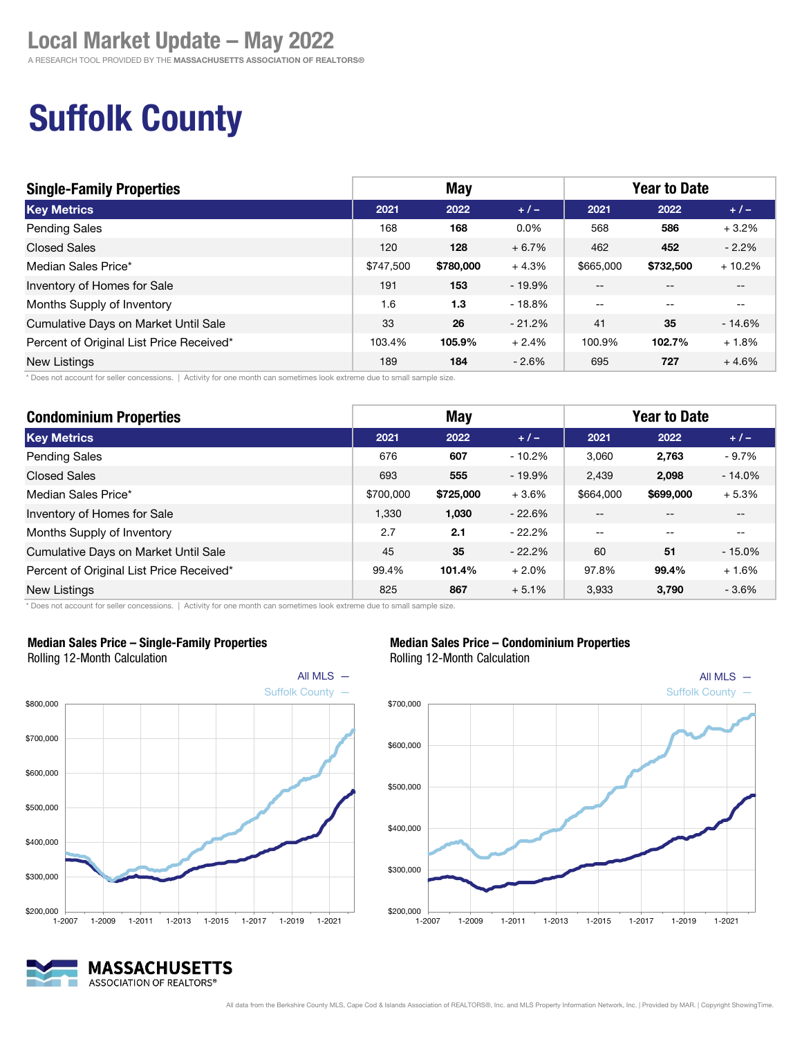# Local Market Update – May 2022

A RESEARCH TOOL PROVIDED BY THE **MASSACHUSETTS ASSOCIATION OF REALTORS®**

# Suffolk County

| Single-Family Properties | May | | | Year to Date | | |
|---|---|---|---|---|---|---|
| **Key Metrics** | **2021** | **2022** | **+ / –** | **2021** | **2022** | **+ / –** |
| Pending Sales | 168 | **168** | 0.0% | 568 | **586** | + 3.2% |
| Closed Sales | 120 | **128** | + 6.7% | 462 | **452** | - 2.2% |
| Median Sales Price* | $747,500 | **$780,000** | + 4.3% | $665,000 | **$732,500** | + 10.2% |
| Inventory of Homes for Sale | 191 | **153** | - 19.9% | -- | -- | -- |
| Months Supply of Inventory | 1.6 | **1.3** | - 18.8% | -- | -- | -- |
| Cumulative Days on Market Until Sale | 33 | **26** | - 21.2% | 41 | **35** | - 14.6% |
| Percent of Original List Price Received* | 103.4% | **105.9%** | + 2.4% | 100.9% | **102.7%** | + 1.8% |
| New Listings | 189 | **184** | - 2.6% | 695 | **727** | + 4.6% |

* Does not account for seller concessions. | Activity for one month can sometimes look extreme due to small sample size.

| Condominium Properties | May | | | Year to Date | | |
|---|---|---|---|---|---|---|
| **Key Metrics** | **2021** | **2022** | **+ / –** | **2021** | **2022** | **+ / –** |
| Pending Sales | 676 | **607** | - 10.2% | 3,060 | **2,763** | - 9.7% |
| Closed Sales | 693 | **555** | - 19.9% | 2,439 | **2,098** | - 14.0% |
| Median Sales Price* | $700,000 | **$725,000** | + 3.6% | $664,000 | **$699,000** | + 5.3% |
| Inventory of Homes for Sale | 1,330 | **1,030** | - 22.6% | -- | -- | -- |
| Months Supply of Inventory | 2.7 | **2.1** | - 22.2% | -- | -- | -- |
| Cumulative Days on Market Until Sale | 45 | **35** | - 22.2% | 60 | **51** | - 15.0% |
| Percent of Original List Price Received* | 99.4% | **101.4%** | + 2.0% | 97.8% | **99.4%** | + 1.6% |
| New Listings | 825 | **867** | + 5.1% | 3,933 | **3,790** | - 3.6% |

* Does not account for seller concessions. | Activity for one month can sometimes look extreme due to small sample size.

**Median Sales Price – Single-Family Properties**
Rolling 12-Month Calculation

All MLS — Suffolk County —

**Median Sales Price – Condominium Properties**
Rolling 12-Month Calculation

All MLS — Suffolk County —

All data from the Berkshire County MLS, Cape Cod & Islands Association of REALTORS®, Inc. and MLS Property Information Network, Inc. | Provided by MAR. | Copyright ShowingTime.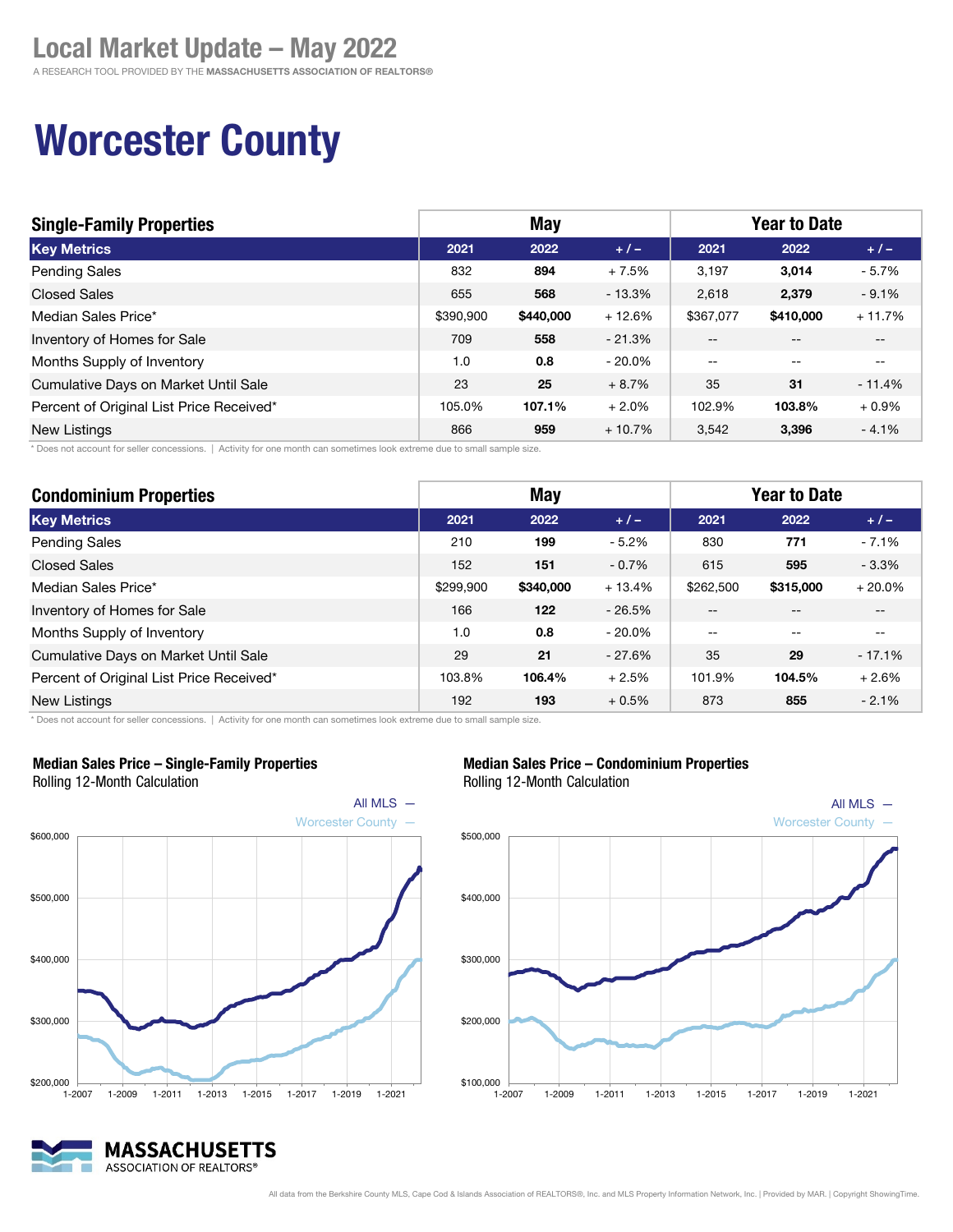# Local Market Update – May 2022

A RESEARCH TOOL PROVIDED BY THE **MASSACHUSETTS ASSOCIATION OF REALTORS®**

# Worcester County

| Single-Family Properties | May | | | Year to Date | | |
|---|---|---|---|---|---|---|
| **Key Metrics** | **2021** | **2022** | **+ / –** | **2021** | **2022** | **+ / –** |
| Pending Sales | 832 | **894** | + 7.5% | 3,197 | **3,014** | - 5.7% |
| Closed Sales | 655 | **568** | - 13.3% | 2,618 | **2,379** | - 9.1% |
| Median Sales Price* | $390,900 | **$440,000** | + 12.6% | $367,077 | **$410,000** | + 11.7% |
| Inventory of Homes for Sale | 709 | **558** | - 21.3% | -- | -- | -- |
| Months Supply of Inventory | 1.0 | **0.8** | - 20.0% | -- | -- | -- |
| Cumulative Days on Market Until Sale | 23 | **25** | + 8.7% | 35 | **31** | - 11.4% |
| Percent of Original List Price Received* | 105.0% | **107.1%** | + 2.0% | 102.9% | **103.8%** | + 0.9% |
| New Listings | 866 | **959** | + 10.7% | 3,542 | **3,396** | - 4.1% |

* Does not account for seller concessions. | Activity for one month can sometimes look extreme due to small sample size.

| Condominium Properties | May | | | Year to Date | | |
|---|---|---|---|---|---|---|
| **Key Metrics** | **2021** | **2022** | **+ / –** | **2021** | **2022** | **+ / –** |
| Pending Sales | 210 | **199** | - 5.2% | 830 | **771** | - 7.1% |
| Closed Sales | 152 | **151** | - 0.7% | 615 | **595** | - 3.3% |
| Median Sales Price* | $299,900 | **$340,000** | + 13.4% | $262,500 | **$315,000** | + 20.0% |
| Inventory of Homes for Sale | 166 | **122** | - 26.5% | -- | -- | -- |
| Months Supply of Inventory | 1.0 | **0.8** | - 20.0% | -- | -- | -- |
| Cumulative Days on Market Until Sale | 29 | **21** | - 27.6% | 35 | **29** | - 17.1% |
| Percent of Original List Price Received* | 103.8% | **106.4%** | + 2.5% | 101.9% | **104.5%** | + 2.6% |
| New Listings | 192 | **193** | + 0.5% | 873 | **855** | - 2.1% |

* Does not account for seller concessions. | Activity for one month can sometimes look extreme due to small sample size.

**Median Sales Price – Single-Family Properties**
Rolling 12-Month Calculation

All MLS —
Worcester County —

$600,000
$500,000
$400,000
$300,000
$200,000
1-2007 1-2009 1-2011 1-2013 1-2015 1-2017 1-2019 1-2021

**Median Sales Price – Condominium Properties**
Rolling 12-Month Calculation

All MLS —
Worcester County —

$500,000
$400,000
$300,000
$200,000
$100,000
1-2007 1-2009 1-2011 1-2013 1-2015 1-2017 1-2019 1-2021

MASSACHUSETTS ASSOCIATION OF REALTORS®

All data from the Berkshire County MLS, Cape Cod & Islands Association of REALTORS®, Inc. and MLS Property Information Network, Inc. | Provided by MAR. | Copyright ShowingTime.